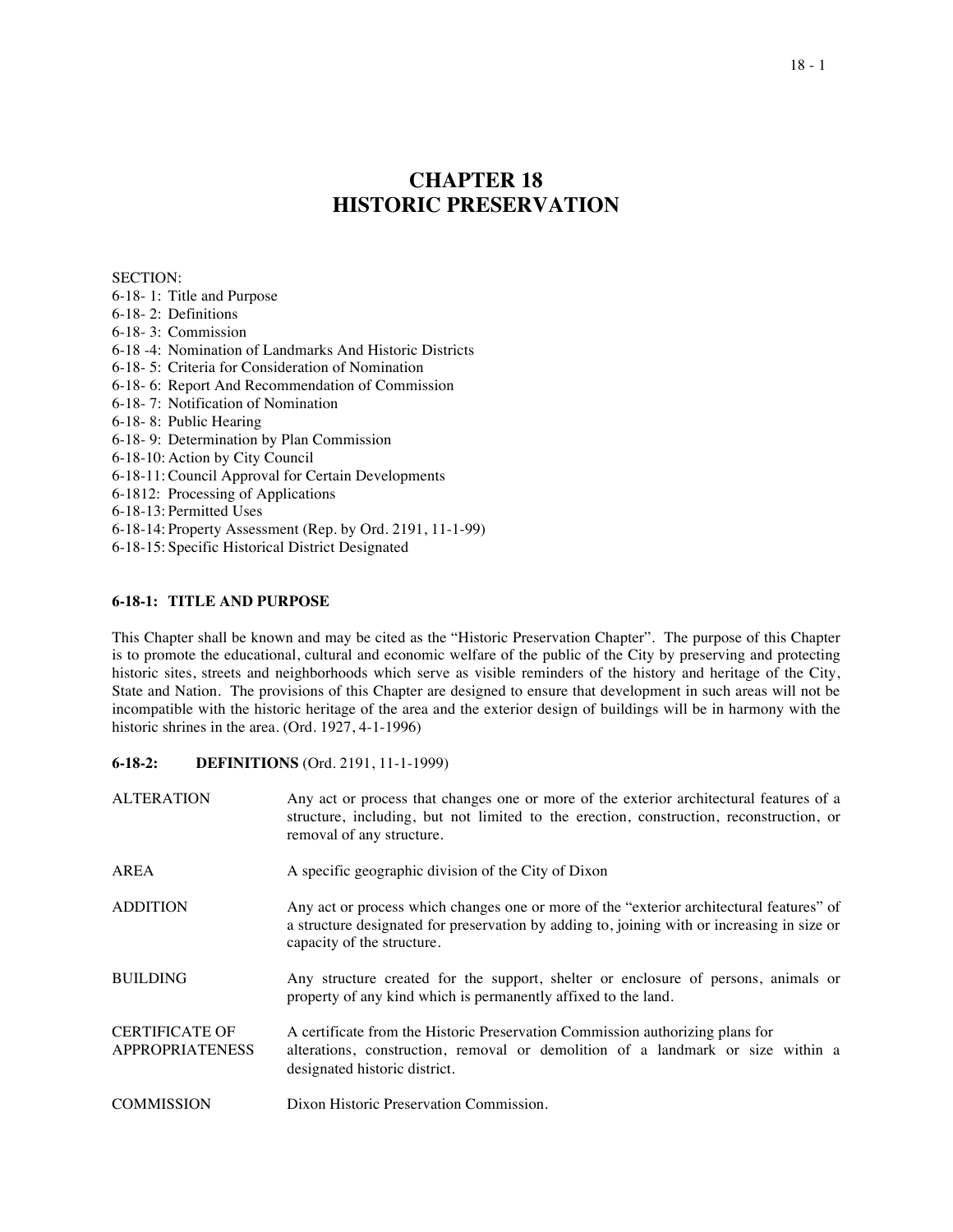# CHAPTER 18
# HISTORIC PRESERVATION

SECTION:
6-18- 1: Title and Purpose
6-18- 2: Definitions
6-18- 3: Commission
6-18 -4: Nomination of Landmarks And Historic Districts
6-18- 5: Criteria for Consideration of Nomination
6-18- 6: Report And Recommendation of Commission
6-18- 7: Notification of Nomination
6-18- 8: Public Hearing
6-18- 9: Determination by Plan Commission
6-18-10: Action by City Council
6-18-11: Council Approval for Certain Developments
6-1812: Processing of Applications
6-18-13: Permitted Uses
6-18-14: Property Assessment (Rep. by Ord. 2191, 11-1-99)
6-18-15: Specific Historical District Designated

### 6-18-1: TITLE AND PURPOSE

This Chapter shall be known and may be cited as the "Historic Preservation Chapter". The purpose of this Chapter is to promote the educational, cultural and economic welfare of the public of the City by preserving and protecting historic sites, streets and neighborhoods which serve as visible reminders of the history and heritage of the City, State and Nation. The provisions of this Chapter are designed to ensure that development in such areas will not be incompatible with the historic heritage of the area and the exterior design of buildings will be in harmony with the historic shrines in the area. (Ord. 1927, 4-1-1996)

### 6-18-2: DEFINITIONS (Ord. 2191, 11-1-1999)

| | |
|---|---|
| ALTERATION | Any act or process that changes one or more of the exterior architectural features of a structure, including, but not limited to the erection, construction, reconstruction, or removal of any structure. |
| AREA | A specific geographic division of the City of Dixon |
| ADDITION | Any act or process which changes one or more of the "exterior architectural features" of a structure designated for preservation by adding to, joining with or increasing in size or capacity of the structure. |
| BUILDING | Any structure created for the support, shelter or enclosure of persons, animals or property of any kind which is permanently affixed to the land. |
| CERTIFICATE OF APPROPRIATENESS | A certificate from the Historic Preservation Commission authorizing plans for alterations, construction, removal or demolition of a landmark or size within a designated historic district. |
| COMMISSION | Dixon Historic Preservation Commission. |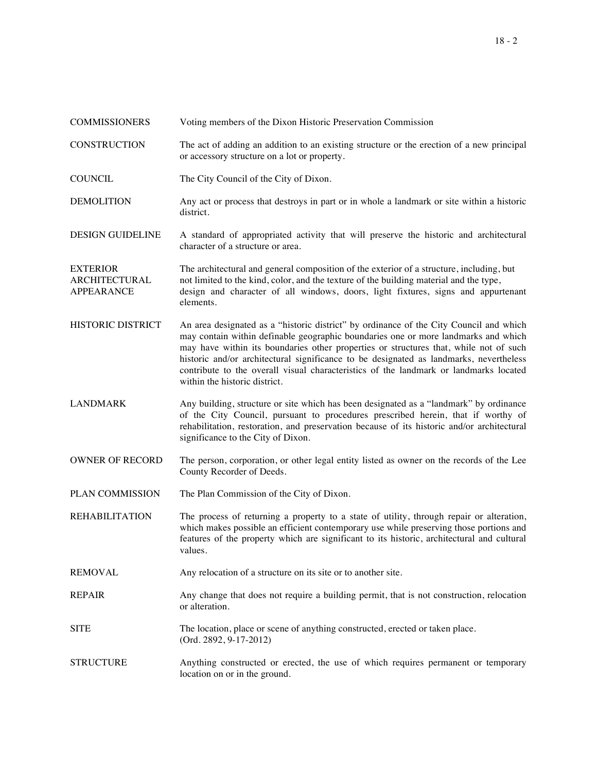| | |
|---|---|
| COMMISSIONERS | Voting members of the Dixon Historic Preservation Commission |
| CONSTRUCTION | The act of adding an addition to an existing structure or the erection of a new principal or accessory structure on a lot or property. |
| COUNCIL | The City Council of the City of Dixon. |
| DEMOLITION | Any act or process that destroys in part or in whole a landmark or site within a historic district. |
| DESIGN GUIDELINE | A standard of appropriated activity that will preserve the historic and architectural character of a structure or area. |
| EXTERIOR ARCHITECTURAL APPEARANCE | The architectural and general composition of the exterior of a structure, including, but not limited to the kind, color, and the texture of the building material and the type, design and character of all windows, doors, light fixtures, signs and appurtenant elements. |
| HISTORIC DISTRICT | An area designated as a "historic district" by ordinance of the City Council and which may contain within definable geographic boundaries one or more landmarks and which may have within its boundaries other properties or structures that, while not of such historic and/or architectural significance to be designated as landmarks, nevertheless contribute to the overall visual characteristics of the landmark or landmarks located within the historic district. |
| LANDMARK | Any building, structure or site which has been designated as a "landmark" by ordinance of the City Council, pursuant to procedures prescribed herein, that if worthy of rehabilitation, restoration, and preservation because of its historic and/or architectural significance to the City of Dixon. |
| OWNER OF RECORD | The person, corporation, or other legal entity listed as owner on the records of the Lee County Recorder of Deeds. |
| PLAN COMMISSION | The Plan Commission of the City of Dixon. |
| REHABILITATION | The process of returning a property to a state of utility, through repair or alteration, which makes possible an efficient contemporary use while preserving those portions and features of the property which are significant to its historic, architectural and cultural values. |
| REMOVAL | Any relocation of a structure on its site or to another site. |
| REPAIR | Any change that does not require a building permit, that is not construction, relocation or alteration. |
| SITE | The location, place or scene of anything constructed, erected or taken place. (Ord. 2892, 9-17-2012) |
| STRUCTURE | Anything constructed or erected, the use of which requires permanent or temporary location on or in the ground. |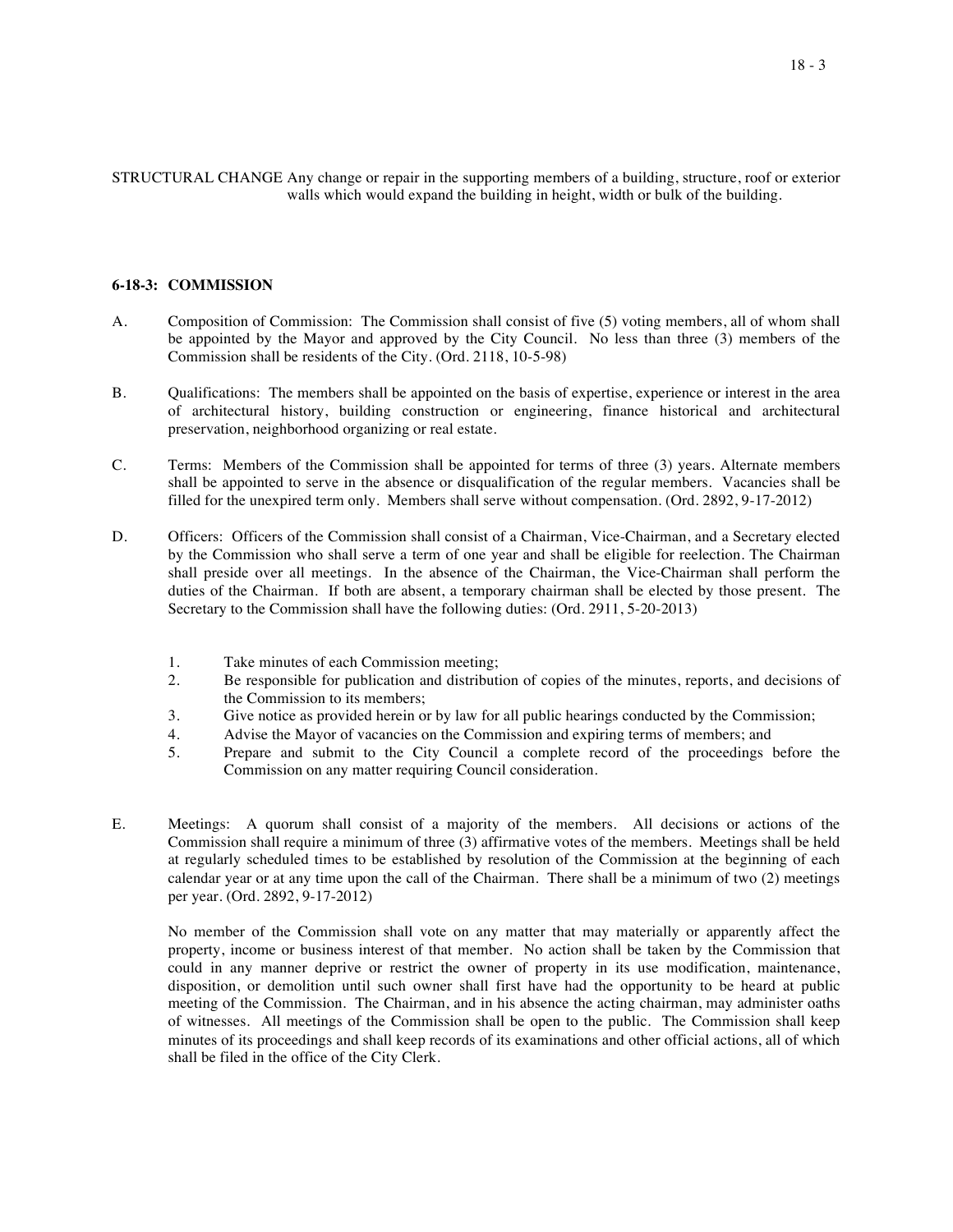STRUCTURAL CHANGE Any change or repair in the supporting members of a building, structure, roof or exterior walls which would expand the building in height, width or bulk of the building.

### 6-18-3: COMMISSION

A. Composition of Commission: The Commission shall consist of five (5) voting members, all of whom shall be appointed by the Mayor and approved by the City Council. No less than three (3) members of the Commission shall be residents of the City. (Ord. 2118, 10-5-98)

B. Qualifications: The members shall be appointed on the basis of expertise, experience or interest in the area of architectural history, building construction or engineering, finance historical and architectural preservation, neighborhood organizing or real estate.

C. Terms: Members of the Commission shall be appointed for terms of three (3) years. Alternate members shall be appointed to serve in the absence or disqualification of the regular members. Vacancies shall be filled for the unexpired term only. Members shall serve without compensation. (Ord. 2892, 9-17-2012)

D. Officers: Officers of the Commission shall consist of a Chairman, Vice-Chairman, and a Secretary elected by the Commission who shall serve a term of one year and shall be eligible for reelection. The Chairman shall preside over all meetings. In the absence of the Chairman, the Vice-Chairman shall perform the duties of the Chairman. If both are absent, a temporary chairman shall be elected by those present. The Secretary to the Commission shall have the following duties: (Ord. 2911, 5-20-2013)

1. Take minutes of each Commission meeting;
2. Be responsible for publication and distribution of copies of the minutes, reports, and decisions of the Commission to its members;
3. Give notice as provided herein or by law for all public hearings conducted by the Commission;
4. Advise the Mayor of vacancies on the Commission and expiring terms of members; and
5. Prepare and submit to the City Council a complete record of the proceedings before the Commission on any matter requiring Council consideration.

E. Meetings: A quorum shall consist of a majority of the members. All decisions or actions of the Commission shall require a minimum of three (3) affirmative votes of the members. Meetings shall be held at regularly scheduled times to be established by resolution of the Commission at the beginning of each calendar year or at any time upon the call of the Chairman. There shall be a minimum of two (2) meetings per year. (Ord. 2892, 9-17-2012)

No member of the Commission shall vote on any matter that may materially or apparently affect the property, income or business interest of that member. No action shall be taken by the Commission that could in any manner deprive or restrict the owner of property in its use modification, maintenance, disposition, or demolition until such owner shall first have had the opportunity to be heard at public meeting of the Commission. The Chairman, and in his absence the acting chairman, may administer oaths of witnesses. All meetings of the Commission shall be open to the public. The Commission shall keep minutes of its proceedings and shall keep records of its examinations and other official actions, all of which shall be filed in the office of the City Clerk.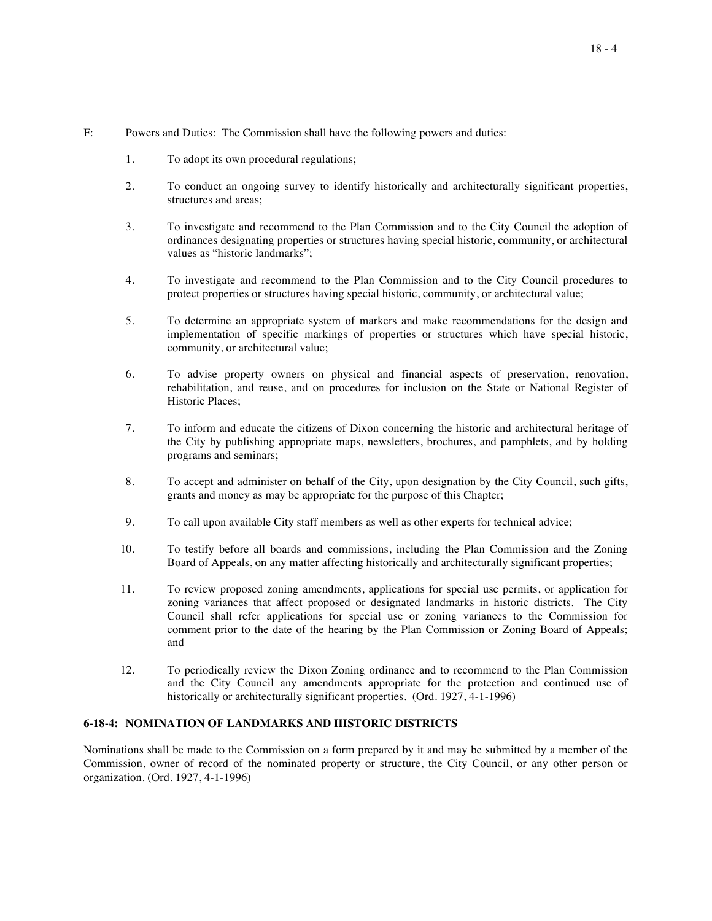F: Powers and Duties: The Commission shall have the following powers and duties:

1. To adopt its own procedural regulations;

2. To conduct an ongoing survey to identify historically and architecturally significant properties, structures and areas;

3. To investigate and recommend to the Plan Commission and to the City Council the adoption of ordinances designating properties or structures having special historic, community, or architectural values as "historic landmarks";

4. To investigate and recommend to the Plan Commission and to the City Council procedures to protect properties or structures having special historic, community, or architectural value;

5. To determine an appropriate system of markers and make recommendations for the design and implementation of specific markings of properties or structures which have special historic, community, or architectural value;

6. To advise property owners on physical and financial aspects of preservation, renovation, rehabilitation, and reuse, and on procedures for inclusion on the State or National Register of Historic Places;

7. To inform and educate the citizens of Dixon concerning the historic and architectural heritage of the City by publishing appropriate maps, newsletters, brochures, and pamphlets, and by holding programs and seminars;

8. To accept and administer on behalf of the City, upon designation by the City Council, such gifts, grants and money as may be appropriate for the purpose of this Chapter;

9. To call upon available City staff members as well as other experts for technical advice;

10. To testify before all boards and commissions, including the Plan Commission and the Zoning Board of Appeals, on any matter affecting historically and architecturally significant properties;

11. To review proposed zoning amendments, applications for special use permits, or application for zoning variances that affect proposed or designated landmarks in historic districts. The City Council shall refer applications for special use or zoning variances to the Commission for comment prior to the date of the hearing by the Plan Commission or Zoning Board of Appeals; and

12. To periodically review the Dixon Zoning ordinance and to recommend to the Plan Commission and the City Council any amendments appropriate for the protection and continued use of historically or architecturally significant properties. (Ord. 1927, 4-1-1996)

**6-18-4: NOMINATION OF LANDMARKS AND HISTORIC DISTRICTS**

Nominations shall be made to the Commission on a form prepared by it and may be submitted by a member of the Commission, owner of record of the nominated property or structure, the City Council, or any other person or organization. (Ord. 1927, 4-1-1996)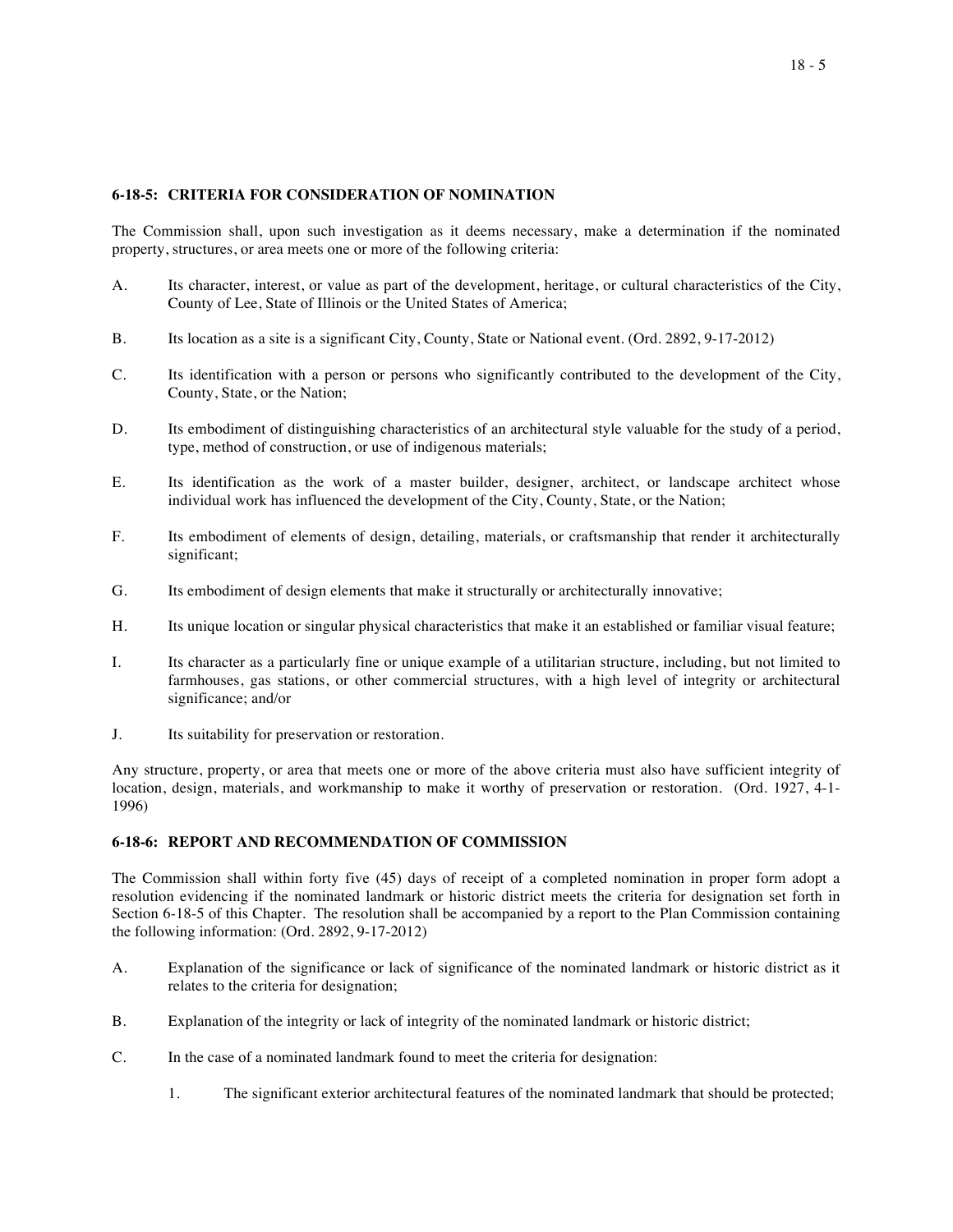### 6-18-5: CRITERIA FOR CONSIDERATION OF NOMINATION

The Commission shall, upon such investigation as it deems necessary, make a determination if the nominated property, structures, or area meets one or more of the following criteria:

A. Its character, interest, or value as part of the development, heritage, or cultural characteristics of the City, County of Lee, State of Illinois or the United States of America;

B. Its location as a site is a significant City, County, State or National event. (Ord. 2892, 9-17-2012)

C. Its identification with a person or persons who significantly contributed to the development of the City, County, State, or the Nation;

D. Its embodiment of distinguishing characteristics of an architectural style valuable for the study of a period, type, method of construction, or use of indigenous materials;

E. Its identification as the work of a master builder, designer, architect, or landscape architect whose individual work has influenced the development of the City, County, State, or the Nation;

F. Its embodiment of elements of design, detailing, materials, or craftsmanship that render it architecturally significant;

G. Its embodiment of design elements that make it structurally or architecturally innovative;

H. Its unique location or singular physical characteristics that make it an established or familiar visual feature;

I. Its character as a particularly fine or unique example of a utilitarian structure, including, but not limited to farmhouses, gas stations, or other commercial structures, with a high level of integrity or architectural significance; and/or

J. Its suitability for preservation or restoration.

Any structure, property, or area that meets one or more of the above criteria must also have sufficient integrity of location, design, materials, and workmanship to make it worthy of preservation or restoration. (Ord. 1927, 4-1-1996)

### 6-18-6: REPORT AND RECOMMENDATION OF COMMISSION

The Commission shall within forty five (45) days of receipt of a completed nomination in proper form adopt a resolution evidencing if the nominated landmark or historic district meets the criteria for designation set forth in Section 6-18-5 of this Chapter. The resolution shall be accompanied by a report to the Plan Commission containing the following information: (Ord. 2892, 9-17-2012)

A. Explanation of the significance or lack of significance of the nominated landmark or historic district as it relates to the criteria for designation;

B. Explanation of the integrity or lack of integrity of the nominated landmark or historic district;

C. In the case of a nominated landmark found to meet the criteria for designation:

   1. The significant exterior architectural features of the nominated landmark that should be protected;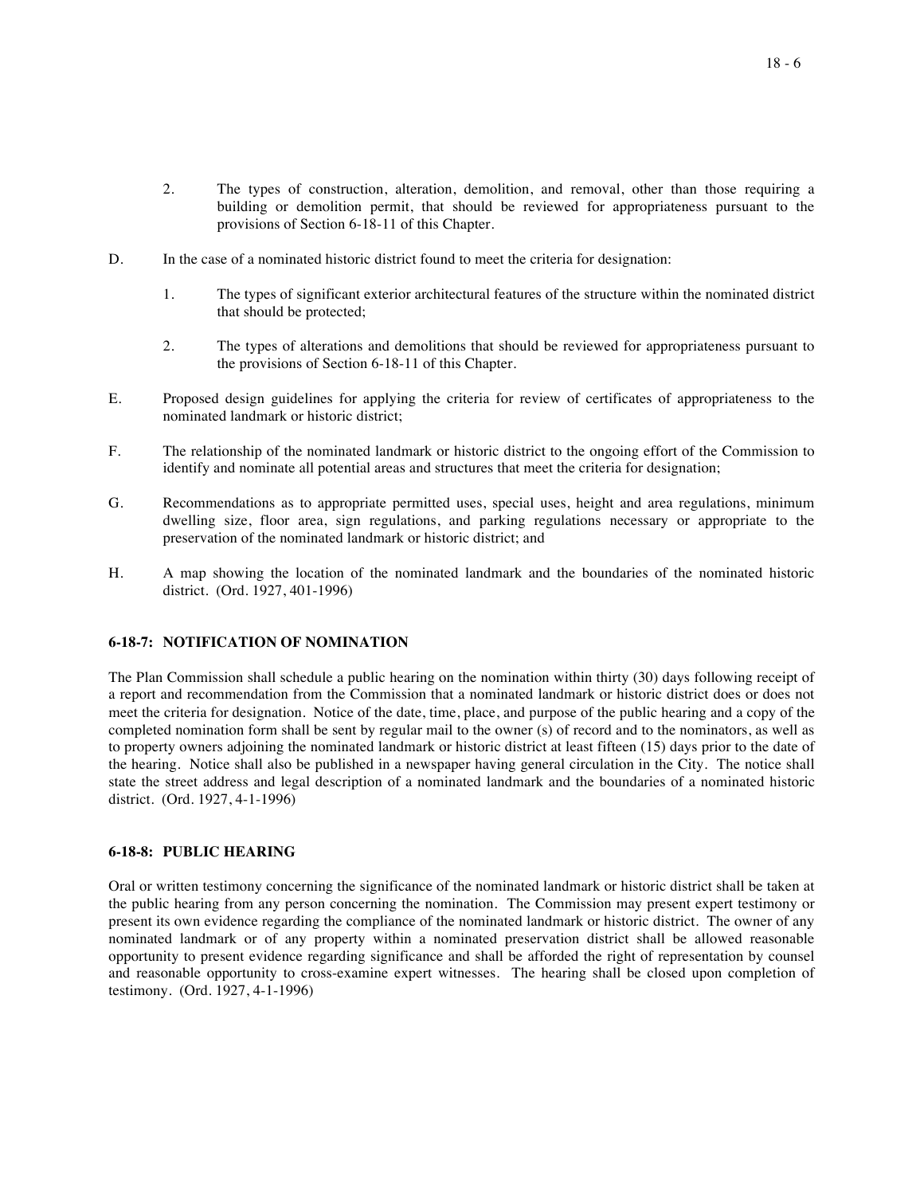2. The types of construction, alteration, demolition, and removal, other than those requiring a building or demolition permit, that should be reviewed for appropriateness pursuant to the provisions of Section 6-18-11 of this Chapter.

D. In the case of a nominated historic district found to meet the criteria for designation:

1. The types of significant exterior architectural features of the structure within the nominated district that should be protected;

2. The types of alterations and demolitions that should be reviewed for appropriateness pursuant to the provisions of Section 6-18-11 of this Chapter.

E. Proposed design guidelines for applying the criteria for review of certificates of appropriateness to the nominated landmark or historic district;

F. The relationship of the nominated landmark or historic district to the ongoing effort of the Commission to identify and nominate all potential areas and structures that meet the criteria for designation;

G. Recommendations as to appropriate permitted uses, special uses, height and area regulations, minimum dwelling size, floor area, sign regulations, and parking regulations necessary or appropriate to the preservation of the nominated landmark or historic district; and

H. A map showing the location of the nominated landmark and the boundaries of the nominated historic district. (Ord. 1927, 401-1996)

### 6-18-7: NOTIFICATION OF NOMINATION

The Plan Commission shall schedule a public hearing on the nomination within thirty (30) days following receipt of a report and recommendation from the Commission that a nominated landmark or historic district does or does not meet the criteria for designation. Notice of the date, time, place, and purpose of the public hearing and a copy of the completed nomination form shall be sent by regular mail to the owner (s) of record and to the nominators, as well as to property owners adjoining the nominated landmark or historic district at least fifteen (15) days prior to the date of the hearing. Notice shall also be published in a newspaper having general circulation in the City. The notice shall state the street address and legal description of a nominated landmark and the boundaries of a nominated historic district. (Ord. 1927, 4-1-1996)

### 6-18-8: PUBLIC HEARING

Oral or written testimony concerning the significance of the nominated landmark or historic district shall be taken at the public hearing from any person concerning the nomination. The Commission may present expert testimony or present its own evidence regarding the compliance of the nominated landmark or historic district. The owner of any nominated landmark or of any property within a nominated preservation district shall be allowed reasonable opportunity to present evidence regarding significance and shall be afforded the right of representation by counsel and reasonable opportunity to cross-examine expert witnesses. The hearing shall be closed upon completion of testimony. (Ord. 1927, 4-1-1996)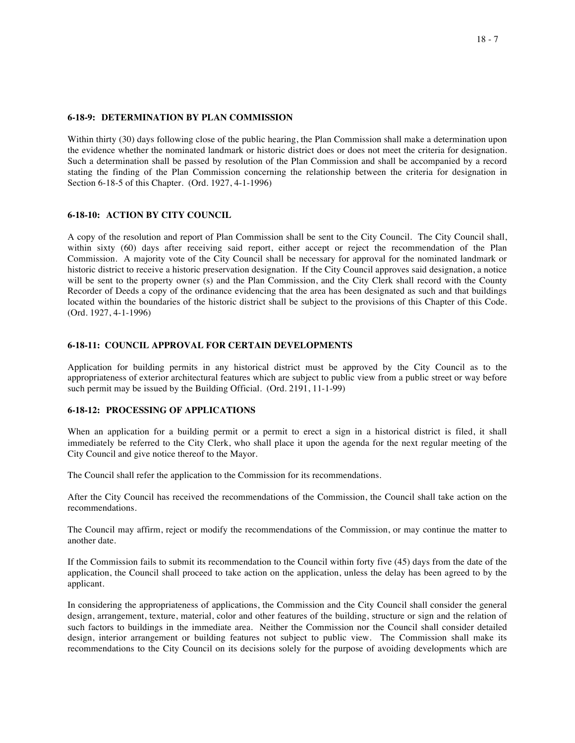**6-18-9: DETERMINATION BY PLAN COMMISSION**

Within thirty (30) days following close of the public hearing, the Plan Commission shall make a determination upon the evidence whether the nominated landmark or historic district does or does not meet the criteria for designation. Such a determination shall be passed by resolution of the Plan Commission and shall be accompanied by a record stating the finding of the Plan Commission concerning the relationship between the criteria for designation in Section 6-18-5 of this Chapter. (Ord. 1927, 4-1-1996)

**6-18-10: ACTION BY CITY COUNCIL**

A copy of the resolution and report of Plan Commission shall be sent to the City Council. The City Council shall, within sixty (60) days after receiving said report, either accept or reject the recommendation of the Plan Commission. A majority vote of the City Council shall be necessary for approval for the nominated landmark or historic district to receive a historic preservation designation. If the City Council approves said designation, a notice will be sent to the property owner (s) and the Plan Commission, and the City Clerk shall record with the County Recorder of Deeds a copy of the ordinance evidencing that the area has been designated as such and that buildings located within the boundaries of the historic district shall be subject to the provisions of this Chapter of this Code. (Ord. 1927, 4-1-1996)

**6-18-11: COUNCIL APPROVAL FOR CERTAIN DEVELOPMENTS**

Application for building permits in any historical district must be approved by the City Council as to the appropriateness of exterior architectural features which are subject to public view from a public street or way before such permit may be issued by the Building Official. (Ord. 2191, 11-1-99)

**6-18-12: PROCESSING OF APPLICATIONS**

When an application for a building permit or a permit to erect a sign in a historical district is filed, it shall immediately be referred to the City Clerk, who shall place it upon the agenda for the next regular meeting of the City Council and give notice thereof to the Mayor.

The Council shall refer the application to the Commission for its recommendations.

After the City Council has received the recommendations of the Commission, the Council shall take action on the recommendations.

The Council may affirm, reject or modify the recommendations of the Commission, or may continue the matter to another date.

If the Commission fails to submit its recommendation to the Council within forty five (45) days from the date of the application, the Council shall proceed to take action on the application, unless the delay has been agreed to by the applicant.

In considering the appropriateness of applications, the Commission and the City Council shall consider the general design, arrangement, texture, material, color and other features of the building, structure or sign and the relation of such factors to buildings in the immediate area. Neither the Commission nor the Council shall consider detailed design, interior arrangement or building features not subject to public view. The Commission shall make its recommendations to the City Council on its decisions solely for the purpose of avoiding developments which are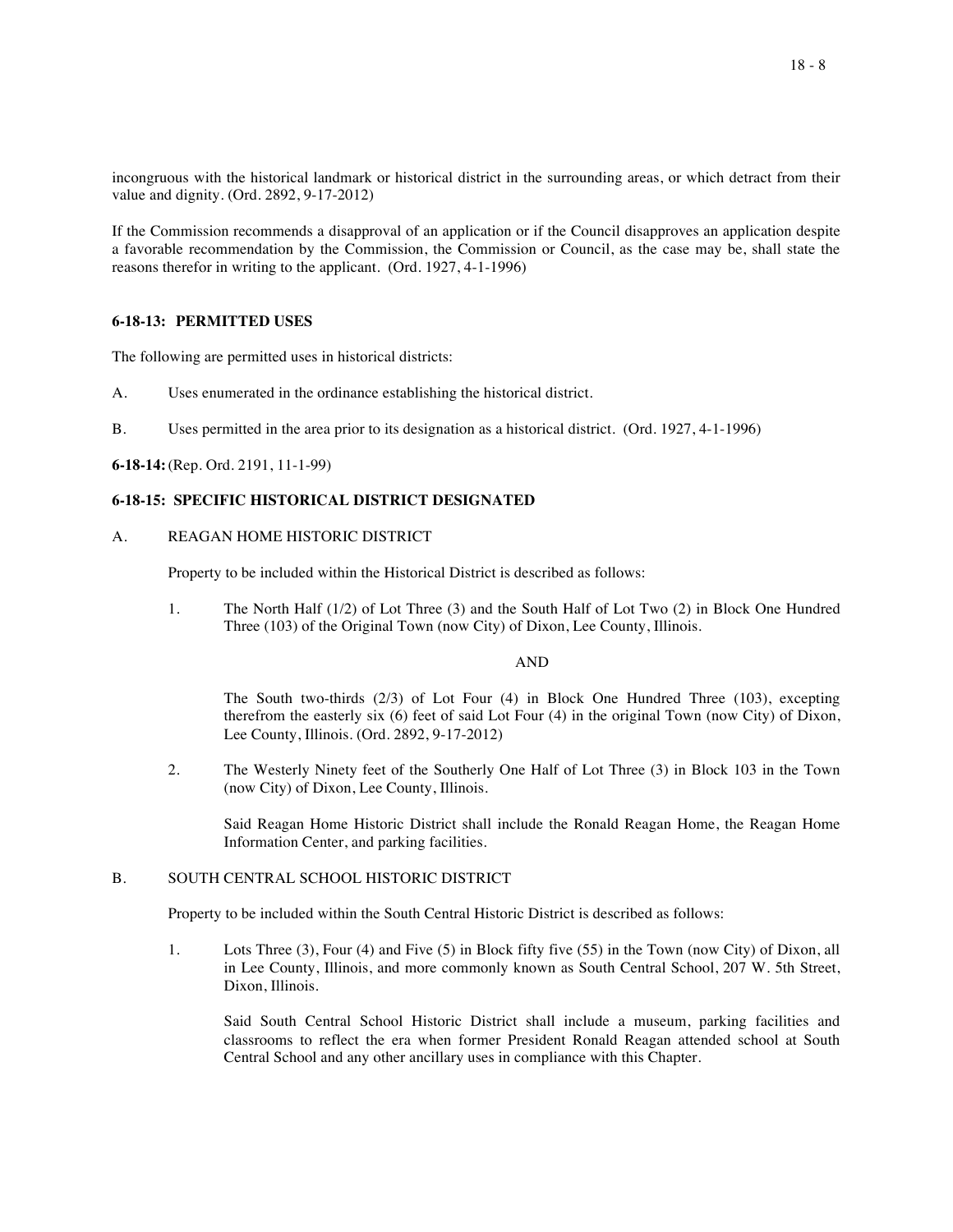incongruous with the historical landmark or historical district in the surrounding areas, or which detract from their value and dignity. (Ord. 2892, 9-17-2012)

If the Commission recommends a disapproval of an application or if the Council disapproves an application despite a favorable recommendation by the Commission, the Commission or Council, as the case may be, shall state the reasons therefor in writing to the applicant. (Ord. 1927, 4-1-1996)

**6-18-13: PERMITTED USES**

The following are permitted uses in historical districts:

A. Uses enumerated in the ordinance establishing the historical district.

B. Uses permitted in the area prior to its designation as a historical district. (Ord. 1927, 4-1-1996)

**6-18-14:** (Rep. Ord. 2191, 11-1-99)

**6-18-15: SPECIFIC HISTORICAL DISTRICT DESIGNATED**

A. REAGAN HOME HISTORIC DISTRICT

Property to be included within the Historical District is described as follows:

1. The North Half (1/2) of Lot Three (3) and the South Half of Lot Two (2) in Block One Hundred Three (103) of the Original Town (now City) of Dixon, Lee County, Illinois.

   AND

   The South two-thirds (2/3) of Lot Four (4) in Block One Hundred Three (103), excepting therefrom the easterly six (6) feet of said Lot Four (4) in the original Town (now City) of Dixon, Lee County, Illinois. (Ord. 2892, 9-17-2012)

2. The Westerly Ninety feet of the Southerly One Half of Lot Three (3) in Block 103 in the Town (now City) of Dixon, Lee County, Illinois.

   Said Reagan Home Historic District shall include the Ronald Reagan Home, the Reagan Home Information Center, and parking facilities.

B. SOUTH CENTRAL SCHOOL HISTORIC DISTRICT

Property to be included within the South Central Historic District is described as follows:

1. Lots Three (3), Four (4) and Five (5) in Block fifty five (55) in the Town (now City) of Dixon, all in Lee County, Illinois, and more commonly known as South Central School, 207 W. 5th Street, Dixon, Illinois.

   Said South Central School Historic District shall include a museum, parking facilities and classrooms to reflect the era when former President Ronald Reagan attended school at South Central School and any other ancillary uses in compliance with this Chapter.